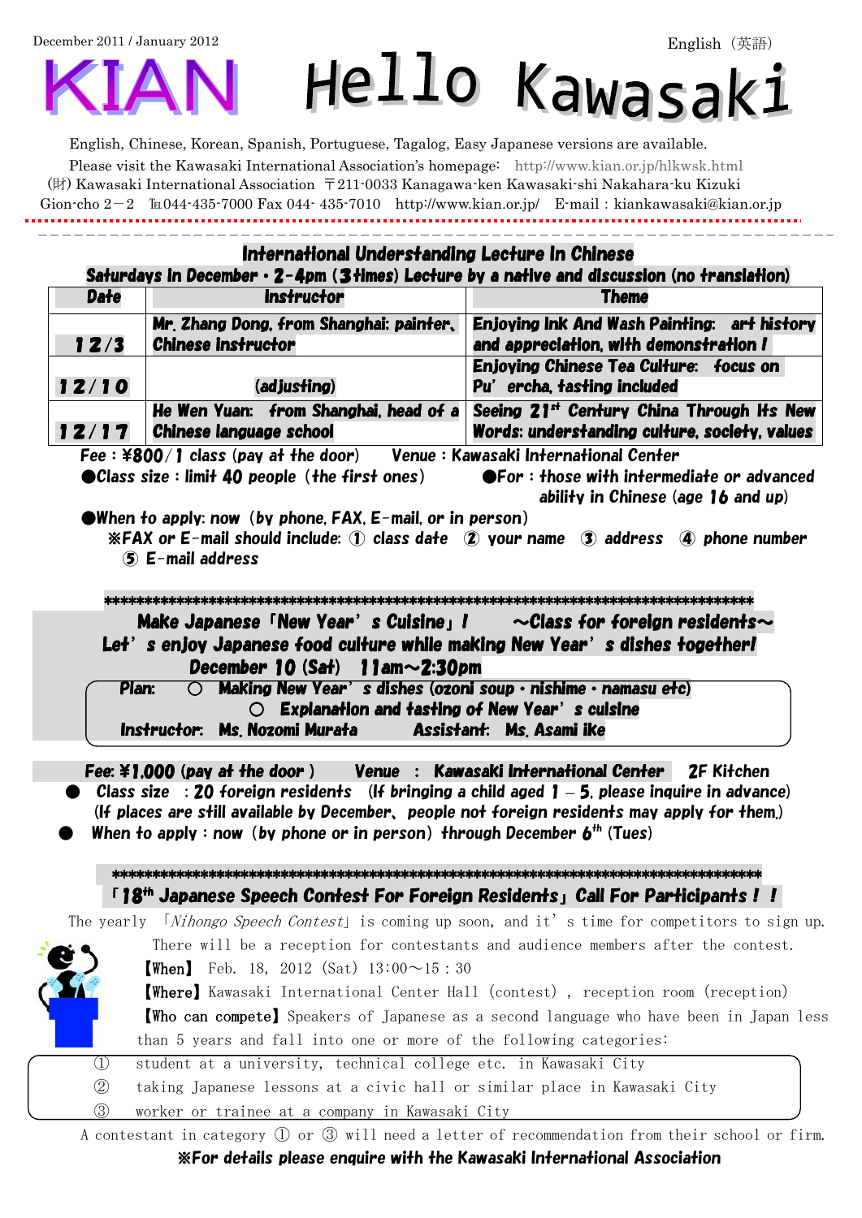December 2011 / January 2012

English（英語）

# KIAN Hello Kawasaki

English, Chinese, Korean, Spanish, Portuguese, Tagalog, Easy Japanese versions are available.

Please visit the Kawasaki International Association's homepage: http://www.kian.or.jp/hlkwsk.html

(財) Kawasaki International Association 〒211-0033 Kanagawa-ken Kawasaki-shi Nakahara-ku Kizuki Gion-cho 2－2 ℡044-435-7000 Fax 044- 435-7010 http://www.kian.or.jp/ E-mail : kiankawasaki@kian.or.jp

## International Understanding Lecture In Chinese

**Saturdays in December・2-4pm (3 times) Lecture by a native and discussion (no translation)**

| Date | Instructor | Theme |
|---|---|---|
| 12/3 | Mr. Zhang Dong, from Shanghai: painter, Chinese instructor | Enjoying Ink And Wash Painting: art history and appreciation, with demonstration ! |
| 12/10 | (adjusting) | Enjoying Chinese Tea Culture: focus on Pu'ercha, tasting included |
| 12/17 | He Wen Yuan: from Shanghai, head of a Chinese language school | Seeing 21st Century China Through Its New Words: understanding culture, society, values |

Fee : ¥800/1 class (pay at the door) Venue : Kawasaki International Center

- ●Class size : limit 40 people (the first ones)
- ●For : those with intermediate or advanced ability in Chinese (age 16 and up)
- ●When to apply: now (by phone, FAX, E-mail, or in person)
  - ※FAX or E-mail should include: ① class date ② your name ③ address ④ phone number ⑤ E-mail address

********************************************************************************************

## Make Japanese「New Year's Cuisine」! ～Class for foreign residents～

**Let's enjoy Japanese food culture while making New Year's dishes together!**

**December 10 (Sat) 11am～2:30pm**

Plan: ○ Making New Year's dishes (ozoni soup・nishime・namasu etc)
○ Explanation and tasting of New Year's cuisine

Instructor: Ms. Nozomi Murata Assistant: Ms. Asami Ike

Fee: ¥1,000 (pay at the door ) Venue : Kawasaki International Center 2F Kitchen

- ● Class size : 20 foreign residents (If bringing a child aged 1 – 5, please inquire in advance)
  (If places are still available by December、people not foreign residents may apply for them.)
- ● When to apply : now (by phone or in person) through December 6th (Tues)

********************************************************************************************

## 「18th Japanese Speech Contest For Foreign Residents」 Call For Participants ! !

The yearly 「*Nihongo Speech Contest*」 is coming up soon, and it's time for competitors to sign up. There will be a reception for contestants and audience members after the contest.

【When】 Feb. 18, 2012 (Sat) 13:00～15 : 30

【Where】Kawasaki International Center Hall (contest) , reception room (reception)

【Who can compete】Speakers of Japanese as a second language who have been in Japan less than 5 years and fall into one or more of the following categories:

① student at a university, technical college etc. in Kawasaki City
② taking Japanese lessons at a civic hall or similar place in Kawasaki City
③ worker or trainee at a company in Kawasaki City

A contestant in category ① or ③ will need a letter of recommendation from their school or firm.

**※For details please enquire with the Kawasaki International Association**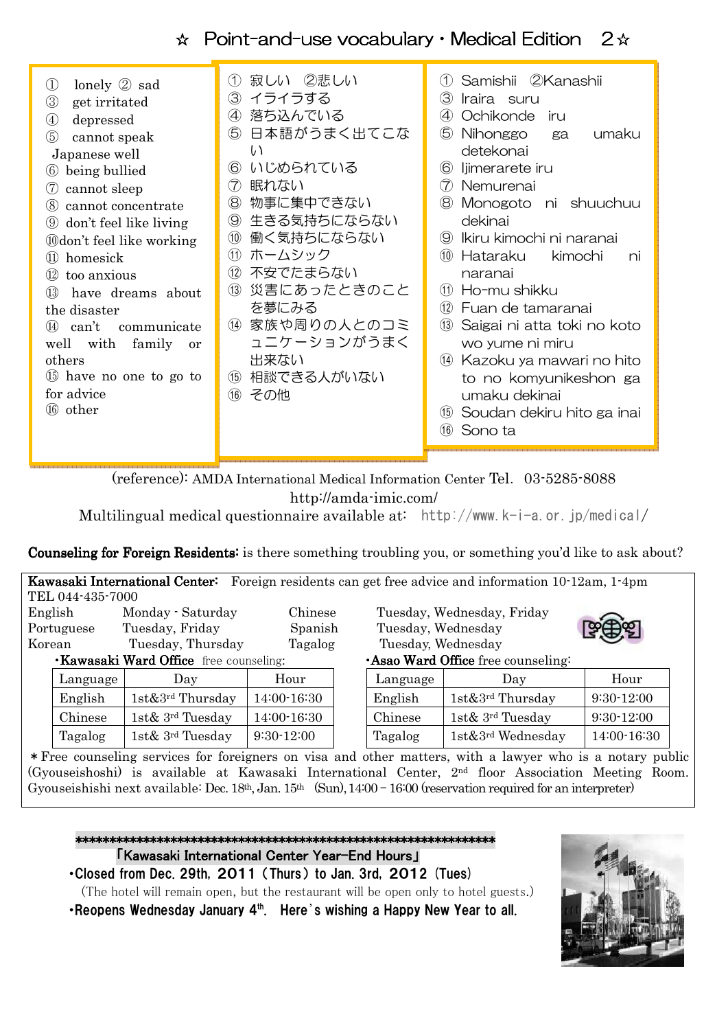## ☆ Point-and-use vocabulary・Medical Edition 2☆

| English | 日本語 | Romaji |
|---|---|---|
| ① lonely ② sad | ① 寂しい ②悲しい | ① Samishii ②Kanashii |
| ③ get irritated | ③ イライラする | ③ Iraira suru |
| ④ depressed | ④ 落ち込んでいる | ④ Ochikonde iru |
| ⑤ cannot speak Japanese well | ⑤ 日本語がうまく出てこない | ⑤ Nihonggo ga umaku detekonai |
| ⑥ being bullied | ⑥ いじめられている | ⑥ Ijimerarete iru |
| ⑦ cannot sleep | ⑦ 眠れない | ⑦ Nemurenai |
| ⑧ cannot concentrate | ⑧ 物事に集中できない | ⑧ Monogoto ni shuuchuu dekinai |
| ⑨ don't feel like living | ⑨ 生きる気持ちにならない | ⑨ Ikiru kimochi ni naranai |
| ⑩don't feel like working | ⑩ 働く気持ちにならない | ⑩ Hataraku kimochi ni naranai |
| ⑪ homesick | ⑪ ホームシック | ⑪ Ho-mu shikku |
| ⑫ too anxious | ⑫ 不安でたまらない | ⑫ Fuan de tamaranai |
| ⑬ have dreams about the disaster | ⑬ 災害にあったときのことを夢にみる | ⑬ Saigai ni atta toki no koto wo yume ni miru |
| ⑭ can't communicate well with family or others | ⑭ 家族や周りの人とのコミュニケーションがうまく出来ない | ⑭ Kazoku ya mawari no hito to no komyunikeshon ga umaku dekinai |
| ⑮ have no one to go to for advice | ⑮ 相談できる人がいない | ⑮ Soudan dekiru hito ga inai |
| ⑯ other | ⑯ その他 | ⑯ Sono ta |

(reference): AMDA International Medical Information Center Tel. 03-5285-8088
http://amda-imic.com/
Multilingual medical questionnaire available at: http://www.k-i-a.or.jp/medical/

**Counseling for Foreign Residents:** is there something troubling you, or something you'd like to ask about?

**Kawasaki International Center:** Foreign residents can get free advice and information 10-12am, 1-4pm
TEL 044-435-7000

| Language | Days | Language | Days |
|---|---|---|---|
| English | Monday - Saturday | Chinese | Tuesday, Wednesday, Friday |
| Portuguese | Tuesday, Friday | Spanish | Tuesday, Wednesday |
| Korean | Tuesday, Thursday | Tagalog | Tuesday, Wednesday |

・**Kawasaki Ward Office** free counseling:

| Language | Day | Hour |
|---|---|---|
| English | 1st&3rd Thursday | 14:00-16:30 |
| Chinese | 1st& 3rd Tuesday | 14:00-16:30 |
| Tagalog | 1st& 3rd Tuesday | 9:30-12:00 |

・**Asao Ward Office** free counseling:

| Language | Day | Hour |
|---|---|---|
| English | 1st&3rd Thursday | 9:30-12:00 |
| Chinese | 1st& 3rd Tuesday | 9:30-12:00 |
| Tagalog | 1st&3rd Wednesday | 14:00-16:30 |

＊Free counseling services for foreigners on visa and other matters, with a lawyer who is a notary public (Gyouseishoshi) is available at Kawasaki International Center, 2nd floor Association Meeting Room. Gyouseishishi next available: Dec. 18th, Jan. 15th (Sun), 14:00 – 16:00 (reservation required for an interpreter)

*****************************************************************

「Kawasaki International Center Year-End Hours」

・Closed from Dec. 29th, 2011 (Thurs) to Jan. 3rd, 2012 (Tues)
(The hotel will remain open, but the restaurant will be open only to hotel guests.)

・Reopens Wednesday January 4th. Here's wishing a Happy New Year to all.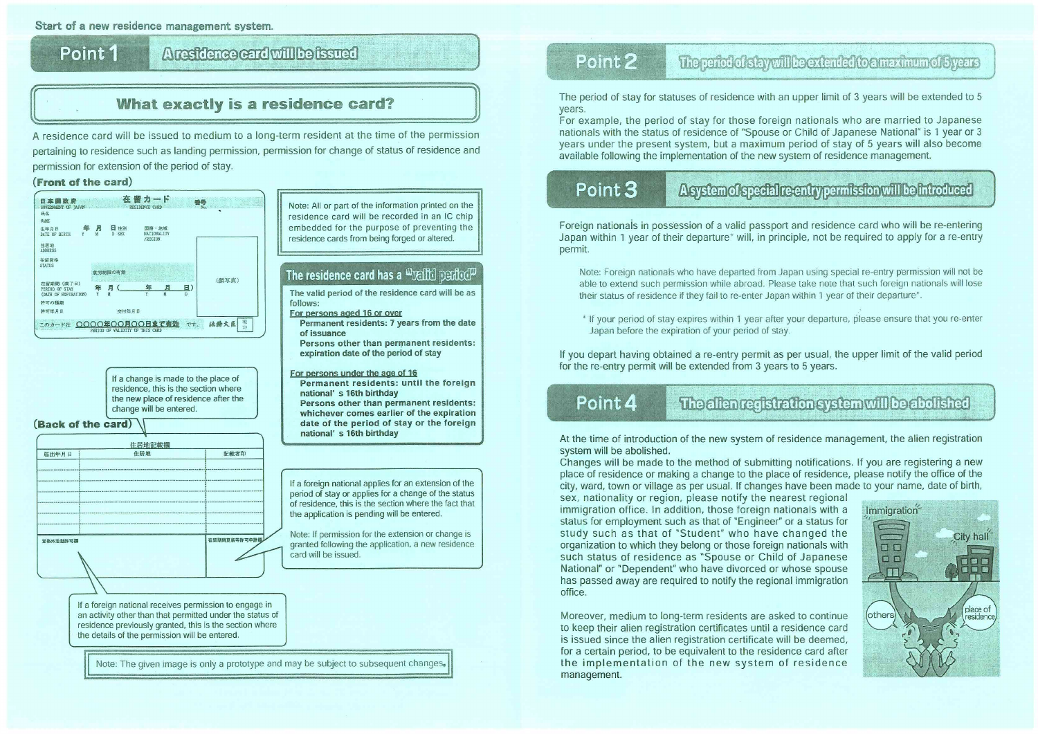Start of a new residence management system.

## Point 1 A residence card will be issued

### What exactly is a residence card?

A residence card will be issued to medium to a long-term resident at the time of the permission pertaining to residence such as landing permission, permission for change of status of residence and permission for extension of the period of stay.

**(Front of the card)**

日本国政府 GOVERNMENT OF JAPAN 在留カード RESIDENCE CARD 番号 No.

氏名 NAME

生年月日 DATE OF BIRTH 年 Y 月 M 日 D 性別 SEX 国籍・地域 NATIONALITY /REGION

住居地 ADDRESS

在留資格 STATUS

就労制限の有無

在留期間（満了日） PERIOD OF STAY (DATE OF EXPIRATION) 年 Y 月 M （ 年 Y 月 M 日 D ）

許可の種類

許可年月日 交付年月日

このカードは ○○○○年○○月○○日まで有効 です。 PERIOD OF VALIDITY OF THIS CARD 法務大臣

（顔写真）

Note: All or part of the information printed on the residence card will be recorded in an IC chip embedded for the purpose of preventing the residence cards from being forged or altered.

### The residence card has a "valid period"

The valid period of the residence card will be as follows:

For persons aged 16 or over
- **Permanent residents: 7 years from the date of issuance**
- **Persons other than permanent residents: expiration date of the period of stay**

For persons under the age of 16
- **Permanent residents: until the foreign national's 16th birthday**
- **Persons other than permanent residents: whichever comes earlier of the expiration date of the period of stay or the foreign national's 16th birthday**

If a change is made to the place of residence, this is the section where the new place of residence after the change will be entered.

**(Back of the card)**

住居地記載欄

| 届出年月日 | 住居地 | 記載者印 |
| --- | --- | --- |
| | | |

資格外活動許可欄 在留期間更新等許可申請欄

If a foreign national applies for an extension of the period of stay or applies for a change of the status of residence, this is the section where the fact that the application is pending will be entered.

Note: If permission for the extension or change is granted following the application, a new residence card will be issued.

If a foreign national receives permission to engage in an activity other than that permitted under the status of residence previously granted, this is the section where the details of the permission will be entered.

Note: The given image is only a prototype and may be subject to subsequent changes.

## Point 2 The period of stay will be extended to a maximum of 5 years

The period of stay for statuses of residence with an upper limit of 3 years will be extended to 5 years.
For example, the period of stay for those foreign nationals who are married to Japanese nationals with the status of residence of "Spouse or Child of Japanese National" is 1 year or 3 years under the present system, but a maximum period of stay of 5 years will also become available following the implementation of the new system of residence management.

## Point 3 A system of special re-entry permission will be introduced

Foreign nationals in possession of a valid passport and residence card who will be re-entering Japan within 1 year of their departure* will, in principle, not be required to apply for a re-entry permit.

Note: Foreign nationals who have departed from Japan using special re-entry permission will not be able to extend such permission while abroad. Please take note that such foreign nationals will lose their status of residence if they fail to re-enter Japan within 1 year of their departure*.

* If your period of stay expires within 1 year after your departure, please ensure that you re-enter Japan before the expiration of your period of stay.

If you depart having obtained a re-entry permit as per usual, the upper limit of the valid period for the re-entry permit will be extended from 3 years to 5 years.

## Point 4 The alien registration system will be abolished

At the time of introduction of the new system of residence management, the alien registration system will be abolished.
Changes will be made to the method of submitting notifications. If you are registering a new place of residence or making a change to the place of residence, please notify the office of the city, ward, town or village as per usual. If changes have been made to your name, date of birth, sex, nationality or region, please notify the nearest regional immigration office. In addition, those foreign nationals with a status for employment such as that of "Engineer" or a status for study such as that of "Student" who have changed the organization to which they belong or those foreign nationals with such status of residence as "Spouse or Child of Japanese National" or "Dependent" who have divorced or whose spouse has passed away are required to notify the regional immigration office.

Immigration / City hall / others / place of residence

Moreover, medium to long-term residents are asked to continue to keep their alien registration certificates until a residence card is issued since the alien registration certificate will be deemed, for a certain period, to be equivalent to the residence card after the implementation of the new system of residence management.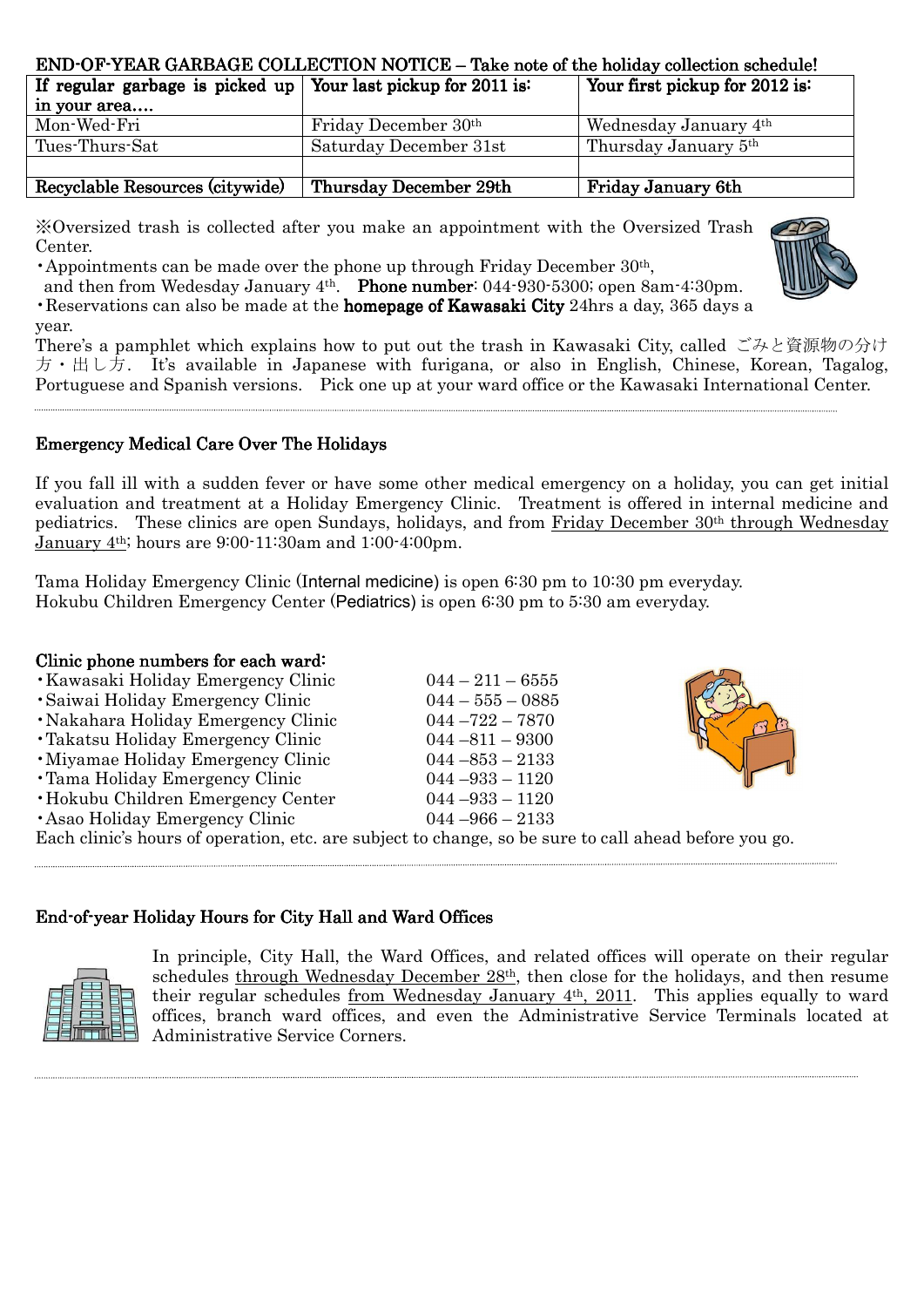## END-OF-YEAR GARBAGE COLLECTION NOTICE – Take note of the holiday collection schedule!

| If regular garbage is picked up in your area.... | Your last pickup for 2011 is: | Your first pickup for 2012 is: |
|---|---|---|
| Mon-Wed-Fri | Friday December 30th | Wednesday January 4th |
| Tues-Thurs-Sat | Saturday December 31st | Thursday January 5th |
| | | |
| **Recyclable Resources (citywide)** | **Thursday December 29th** | **Friday January 6th** |

※Oversized trash is collected after you make an appointment with the Oversized Trash Center.

・Appointments can be made over the phone up through Friday December 30th, and then from Wedesday January 4th. **Phone number**: 044-930-5300; open 8am-4:30pm.

・Reservations can also be made at the **homepage of Kawasaki City** 24hrs a day, 365 days a year.

There's a pamphlet which explains how to put out the trash in Kawasaki City, called ごみと資源物の分け方・出し方. It's available in Japanese with furigana, or also in English, Chinese, Korean, Tagalog, Portuguese and Spanish versions. Pick one up at your ward office or the Kawasaki International Center.

## Emergency Medical Care Over The Holidays

If you fall ill with a sudden fever or have some other medical emergency on a holiday, you can get initial evaluation and treatment at a Holiday Emergency Clinic. Treatment is offered in internal medicine and pediatrics. These clinics are open Sundays, holidays, and from Friday December 30th through Wednesday January 4th; hours are 9:00-11:30am and 1:00-4:00pm.

Tama Holiday Emergency Clinic (Internal medicine) is open 6:30 pm to 10:30 pm everyday.
Hokubu Children Emergency Center (Pediatrics) is open 6:30 pm to 5:30 am everyday.

### Clinic phone numbers for each ward:

| | |
|---|---|
| ・Kawasaki Holiday Emergency Clinic | 044 – 211 – 6555 |
| ・Saiwai Holiday Emergency Clinic | 044 – 555 – 0885 |
| ・Nakahara Holiday Emergency Clinic | 044 –722 – 7870 |
| ・Takatsu Holiday Emergency Clinic | 044 –811 – 9300 |
| ・Miyamae Holiday Emergency Clinic | 044 –853 – 2133 |
| ・Tama Holiday Emergency Clinic | 044 –933 – 1120 |
| ・Hokubu Children Emergency Center | 044 –933 – 1120 |
| ・Asao Holiday Emergency Clinic | 044 –966 – 2133 |

Each clinic's hours of operation, etc. are subject to change, so be sure to call ahead before you go.

## End-of-year Holiday Hours for City Hall and Ward Offices

In principle, City Hall, the Ward Offices, and related offices will operate on their regular schedules through Wednesday December 28th, then close for the holidays, and then resume their regular schedules from Wednesday January 4th, 2011. This applies equally to ward offices, branch ward offices, and even the Administrative Service Terminals located at Administrative Service Corners.